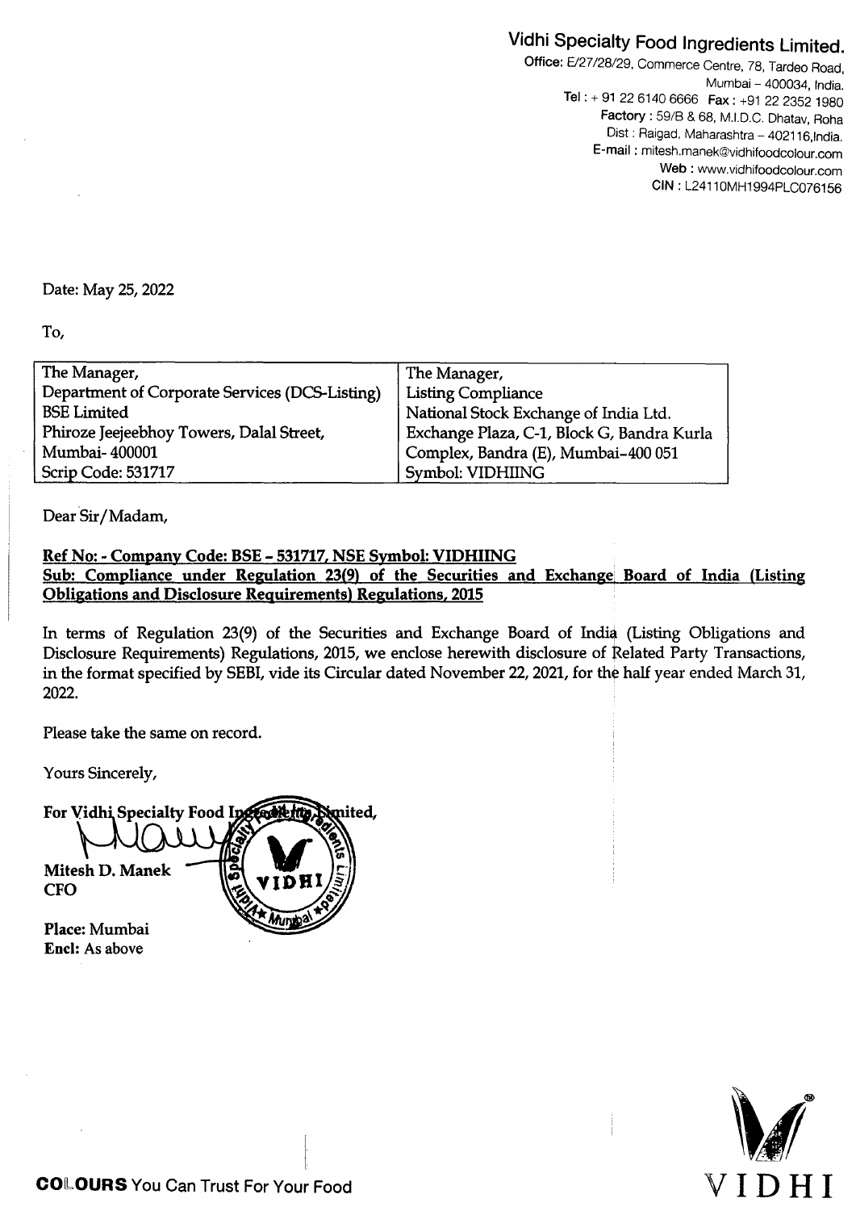# Vidhi Specialty Food Ingredients Limited.

**Office:** E/27/28/29, Commerce Centre, 78, Tardeo Road, Mumbai – 400034, India.
**Tel :** + 91 22 6140 6666 **Fax :** +91 22 2352 1980
**Factory :** 59/B & 68, M.I.D.C. Dhatav, Roha Dist : Raigad, Maharashtra – 402116,India.
**E-mail :** mitesh.manek@vidhifoodcolour.com
**Web :** www.vidhifoodcolour.com
**CIN :** L24110MH1994PLC076156

Date: May 25, 2022

To,

| The Manager, | The Manager, |
|---|---|
| Department of Corporate Services (DCS-Listing) | Listing Compliance |
| BSE Limited | National Stock Exchange of India Ltd. |
| Phiroze Jeejeebhoy Towers, Dalal Street, | Exchange Plaza, C-1, Block G, Bandra Kurla |
| Mumbai- 400001 | Complex, Bandra (E), Mumbai-400 051 |
| Scrip Code: 531717 | Symbol: VIDHIING |

Dear Sir/Madam,

**Ref No: - Company Code: BSE – 531717, NSE Symbol: VIDHIING**
**Sub: Compliance under Regulation 23(9) of the Securities and Exchange Board of India (Listing Obligations and Disclosure Requirements) Regulations, 2015**

In terms of Regulation 23(9) of the Securities and Exchange Board of India (Listing Obligations and Disclosure Requirements) Regulations, 2015, we enclose herewith disclosure of Related Party Transactions, in the format specified by SEBI, vide its Circular dated November 22, 2021, for the half year ended March 31, 2022.

Please take the same on record.

Yours Sincerely,

For Vidhi Specialty Food Ingredients Limited,

**Mitesh D. Manek**
**CFO**

**Place:** Mumbai
**Encl:** As above

**COLOURS** You Can Trust For Your Food

VIDHI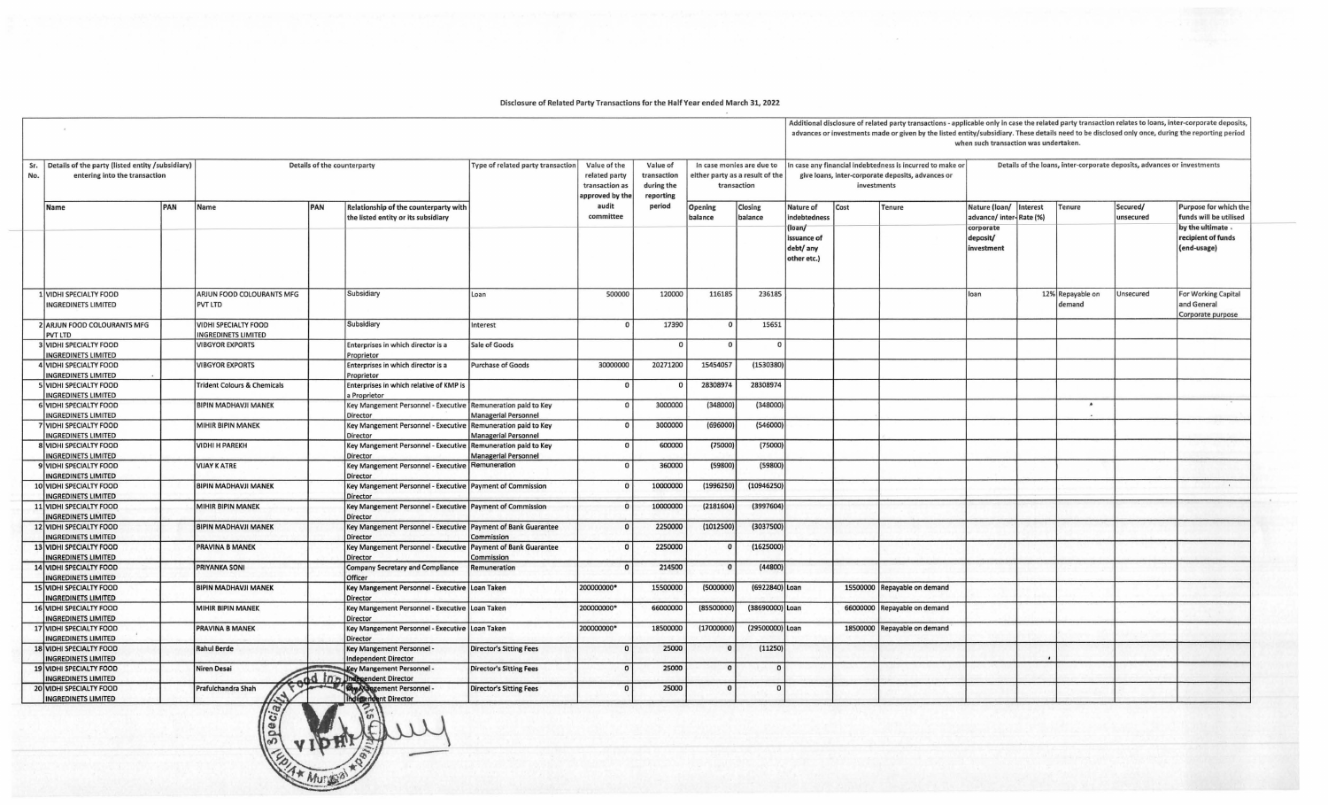Disclosure of Related Party Transactions for the Half Year ended March 31, 2022

| Sr. No. | Details of the party (listed entity /subsidiary) entering into the transaction | | Details of the counterparty | | | Type of related party transaction | Value of the related party transaction as approved by the audit committee | Value of transaction during the reporting period | In case monies are due to either party as a result of the transaction | | Additional disclosure of related party transactions - applicable only in case the related party transaction relates to loans, inter-corporate deposits, advances or investments made or given by the listed entity/subsidiary. These details need to be disclosed only once, during the reporting period when such transaction was undertaken. In case any financial indebtedness is incurred to make or give loans, inter-corporate deposits, advances or investments | | | Details of the loans, inter-corporate deposits, advances or investments | | | | |
|---|---|---|---|---|---|---|---|---|---|---|---|---|---|---|---|---|---|---|
| | Name | PAN | Name | PAN | Relationship of the counterparty with the listed entity or its subsidiary | | | | Opening balance | Closing balance | Nature of indebtedness (loan/ issuance of debt/ any other etc.) | Cost | Tenure | Nature (loan/ advance/ inter-corporate deposit/ investment | Interest Rate (%) | Tenure | Secured/ unsecured | Purpose for which the funds will be utilised by the ultimate recipient of funds (end-usage) |
| 1 | VIDHI SPECIALTY FOOD INGREDINETS LIMITED | | ARJUN FOOD COLOURANTS MFG PVT LTD | | Subsidiary | Loan | 500000 | 120000 | 116185 | 236185 | | | | loan | 12% | Repayable on demand | Unsecured | For Working Capital and General Corporate purpose |
| 2 | ARJUN FOOD COLOURANTS MFG PVT LTD | | VIDHI SPECIALTY FOOD INGREDINETS LIMITED | | Subsidiary | Interest | 0 | 17390 | 0 | 15651 | | | | | | | | |
| 3 | VIDHI SPECIALTY FOOD INGREDINETS LIMITED | | VIBGYOR EXPORTS | | Enterprises in which director is a Proprietor | Sale of Goods | | 0 | 0 | 0 | | | | | | | | |
| 4 | VIDHI SPECIALTY FOOD INGREDINETS LIMITED | | VIBGYOR EXPORTS | | Enterprises in which director is a Proprietor | Purchase of Goods | 30000000 | 20271200 | 15454057 | (1530380) | | | | | | | | |
| 5 | VIDHI SPECIALTY FOOD INGREDINETS LIMITED | | Trident Colours & Chemicals | | Enterprises in which relative of KMP is a Proprietor | | 0 | 0 | 28308974 | 28308974 | | | | | | | | |
| 6 | VIDHI SPECIALTY FOOD INGREDINETS LIMITED | | BIPIN MADHAVJI MANEK | | Key Mangement Personnel - Executive Director | Remuneration paid to Key Managerial Personnel | 0 | 3000000 | (348000) | (348000) | | | | | | | | |
| 7 | VIDHI SPECIALTY FOOD INGREDINETS LIMITED | | MIHIR BIPIN MANEK | | Key Mangement Personnel - Executive Director | Remuneration paid to Key Managerial Personnel | 0 | 3000000 | (696000) | (546000) | | | | | | | | |
| 8 | VIDHI SPECIALTY FOOD INGREDINETS LIMITED | | VIDHI H PAREKH | | Key Mangement Personnel - Executive Director | Remuneration paid to Key Managerial Personnel | 0 | 600000 | (75000) | (75000) | | | | | | | | |
| 9 | VIDHI SPECIALTY FOOD INGREDINETS LIMITED | | VIJAY K ATRE | | Key Mangement Personnel - Executive Director | Remuneration | 0 | 360000 | (59800) | (59800) | | | | | | | | |
| 10 | VIDHI SPECIALTY FOOD INGREDINETS LIMITED | | BIPIN MADHAVJI MANEK | | Key Mangement Personnel - Executive Director | Payment of Commission | 0 | 10000000 | (1996250) | (10946250) | | | | | | | | |
| 11 | VIDHI SPECIALTY FOOD INGREDINETS LIMITED | | MIHIR BIPIN MANEK | | Key Mangement Personnel - Executive Director | Payment of Commission | 0 | 10000000 | (2181604) | (3997604) | | | | | | | | |
| 12 | VIDHI SPECIALTY FOOD INGREDINETS LIMITED | | BIPIN MADHAVJI MANEK | | Key Mangement Personnel - Executive Director | Payment of Bank Guarantee Commission | 0 | 2250000 | (1012500) | (3037500) | | | | | | | | |
| 13 | VIDHI SPECIALTY FOOD INGREDINETS LIMITED | | PRAVINA B MANEK | | Key Mangement Personnel - Executive Director | Payment of Bank Guarantee Commission | 0 | 2250000 | 0 | (1625000) | | | | | | | | |
| 14 | VIDHI SPECIALTY FOOD INGREDINETS LIMITED | | PRIYANKA SONI | | Company Secretary and Compliance Officer | Remuneration | 0 | 214500 | 0 | (44800) | | | | | | | | |
| 15 | VIDHI SPECIALTY FOOD INGREDINETS LIMITED | | BIPIN MADHAVJI MANEK | | Key Mangement Personnel - Executive Director | Loan Taken | 200000000* | 15500000 | (5000000) | (6922840) | Loan | 15500000 | Repayable on demand | | | | | |
| 16 | VIDHI SPECIALTY FOOD INGREDINETS LIMITED | | MIHIR BIPIN MANEK | | Key Mangement Personnel - Executive Director | Loan Taken | 200000000* | 66000000 | (85500000) | (38690000) | Loan | 66000000 | Repayable on demand | | | | | |
| 17 | VIDHI SPECIALTY FOOD INGREDINETS LIMITED | | PRAVINA B MANEK | | Key Mangement Personnel - Executive Director | Loan Taken | 200000000* | 18500000 | (17000000) | (29500000) | Loan | 18500000 | Repayable on demand | | | | | |
| 18 | VIDHI SPECIALTY FOOD INGREDINETS LIMITED | | Rahul Berde | | Key Mangement Personnel - Independent Director | Director's Sitting Fees | 0 | 25000 | 0 | (11250) | | | | | | | | |
| 19 | VIDHI SPECIALTY FOOD INGREDINETS LIMITED | | Niren Desai | | Key Mangement Personnel - Independent Director | Director's Sitting Fees | 0 | 25000 | 0 | 0 | | | | | | | | |
| 20 | VIDHI SPECIALTY FOOD INGREDINETS LIMITED | | Prafulchandra Shah | | Key Mangement Personnel - Independent Director | Director's Sitting Fees | 0 | 25000 | 0 | 0 | | | | | | | | |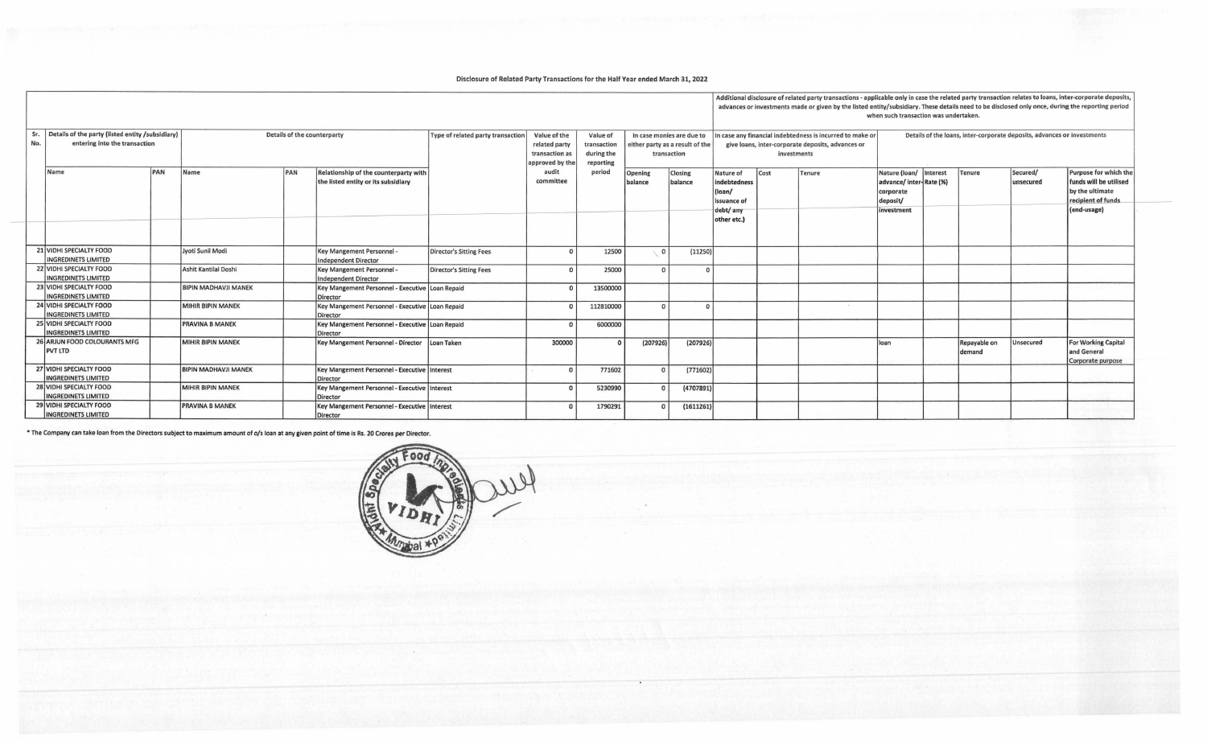Disclosure of Related Party Transactions for the Half Year ended March 31, 2022

| | | | | | | | | | | | | | | | | | | | |
|---|---|---|---|---|---|---|---|---|---|---|---|---|---|---|---|---|---|---|---|
| | | | | | | | | | | | Additional disclosure of related party transactions - applicable only in case the related party transaction relates to loans, inter-corporate deposits, advances or investments made or given by the listed entity/subsidiary. These details need to be disclosed only once, during the reporting period when such transaction was undertaken. | | | | | | | | |
| Sr. No. | Details of the party (listed entity /subsidiary) entering into the transaction | | Details of the counterparty | | | Type of related party transaction | Value of the related party transaction as approved by the audit committee | Value of transaction during the reporting period | In case monies are due to either party as a result of the transaction | | In case any financial indebtedness is incurred to make or give loans, inter-corporate deposits, advances or investments | | | Details of the loans, inter-corporate deposits, advances or investments | | | | | |
| | Name | PAN | Name | PAN | Relationship of the counterparty with the listed entity or its subsidiary | | | | Opening balance | Closing balance | Nature of indebtedness (loan/ issuance of debt/ any other etc.) | Cost | Tenure | Nature (loan/ advance/ inter-corporate deposit/ investment | Interest Rate (%) | Tenure | Secured/ unsecured | Purpose for which the funds will be utilised by the ultimate recipient of funds (end-usage) |
| 21 | VIDHI SPECIALTY FOOD INGREDINETS LIMITED | | Jyoti Sunil Modi | | Key Mangement Personnel - Independent Director | Director's Sitting Fees | 0 | 12500 | 0 | (11250) | | | | | | | | |
| 22 | VIDHI SPECIALTY FOOD INGREDINETS LIMITED | | Ashit Kantilal Doshi | | Key Mangement Personnel - Independent Director | Director's Sitting Fees | 0 | 25000 | 0 | 0 | | | | | | | | |
| 23 | VIDHI SPECIALTY FOOD INGREDINETS LIMITED | | BIPIN MADHAVJI MANEK | | Key Mangement Personnel - Executive Director | Loan Repaid | 0 | 13500000 | | | | | | | | | | |
| 24 | VIDHI SPECIALTY FOOD INGREDINETS LIMITED | | MIHIR BIPIN MANEK | | Key Mangement Personnel - Executive Director | Loan Repaid | 0 | 112810000 | 0 | 0 | | | | | | | | |
| 25 | VIDHI SPECIALTY FOOD INGREDINETS LIMITED | | PRAVINA B MANEK | | Key Mangement Personnel - Executive Director | Loan Repaid | 0 | 6000000 | | | | | | | | | | |
| 26 | ARJUN FOOD COLOURANTS MFG PVT LTD | | MIHIR BIPIN MANEK | | Key Mangement Personnel - Director | Loan Taken | 300000 | 0 | (207926) | (207926) | | | | loan | | Repayable on demand | Unsecured | For Working Capital and General Corporate purpose |
| 27 | VIDHI SPECIALTY FOOD INGREDINETS LIMITED | | BIPIN MADHAVJI MANEK | | Key Mangement Personnel - Executive Director | Interest | 0 | 771602 | 0 | (771602) | | | | | | | | |
| 28 | VIDHI SPECIALTY FOOD INGREDINETS LIMITED | | MIHIR BIPIN MANEK | | Key Mangement Personnel - Executive Director | Interest | 0 | 5230990 | 0 | (4707891) | | | | | | | | |
| 29 | VIDHI SPECIALTY FOOD INGREDINETS LIMITED | | PRAVINA B MANEK | | Key Mangement Personnel - Executive Director | Interest | 0 | 1790291 | 0 | (1611261) | | | | | | | | |

\* The Company can take loan from the Directors subject to maximum amount of o/s loan at any given point of time is Rs. 20 Crores per Director.